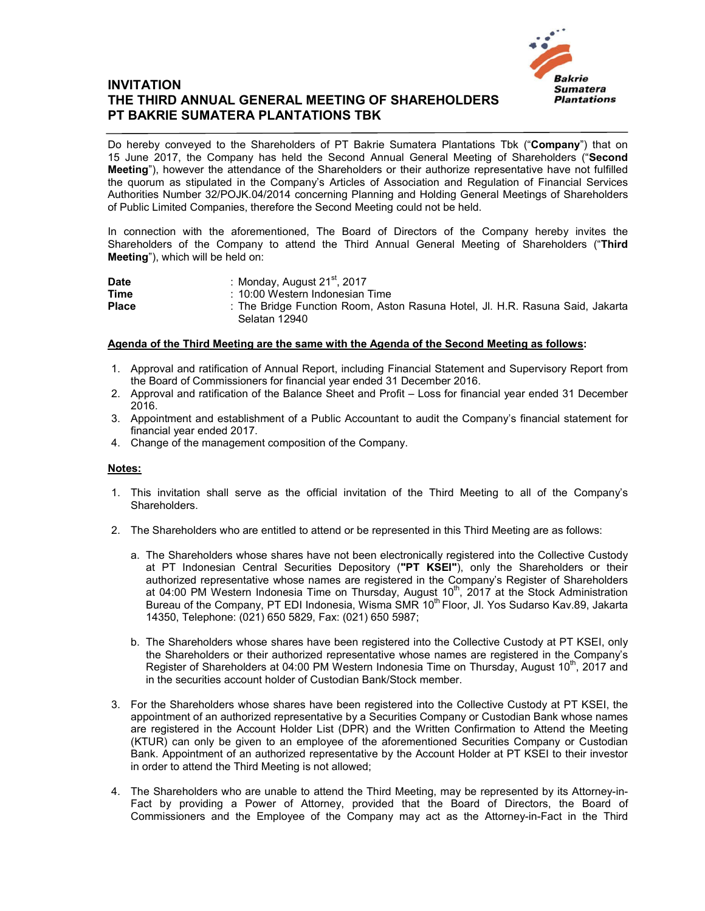# INVITATION
# THE THIRD ANNUAL GENERAL MEETING OF SHAREHOLDERS
# PT BAKRIE SUMATERA PLANTATIONS TBK

Do hereby conveyed to the Shareholders of PT Bakrie Sumatera Plantations Tbk ("**Company**") that on 15 June 2017, the Company has held the Second Annual General Meeting of Shareholders ("**Second Meeting**"), however the attendance of the Shareholders or their authorize representative have not fulfilled the quorum as stipulated in the Company's Articles of Association and Regulation of Financial Services Authorities Number 32/POJK.04/2014 concerning Planning and Holding General Meetings of Shareholders of Public Limited Companies, therefore the Second Meeting could not be held.

In connection with the aforementioned, The Board of Directors of the Company hereby invites the Shareholders of the Company to attend the Third Annual General Meeting of Shareholders ("**Third Meeting**"), which will be held on:

**Date** : Monday, August 21st, 2017
**Time** : 10:00 Western Indonesian Time
**Place** : The Bridge Function Room, Aston Rasuna Hotel, Jl. H.R. Rasuna Said, Jakarta Selatan 12940

**Agenda of the Third Meeting are the same with the Agenda of the Second Meeting as follows:**

1. Approval and ratification of Annual Report, including Financial Statement and Supervisory Report from the Board of Commissioners for financial year ended 31 December 2016.
2. Approval and ratification of the Balance Sheet and Profit – Loss for financial year ended 31 December 2016.
3. Appointment and establishment of a Public Accountant to audit the Company's financial statement for financial year ended 2017.
4. Change of the management composition of the Company.

**Notes:**

1. This invitation shall serve as the official invitation of the Third Meeting to all of the Company's Shareholders.

2. The Shareholders who are entitled to attend or be represented in this Third Meeting are as follows:

   a. The Shareholders whose shares have not been electronically registered into the Collective Custody at PT Indonesian Central Securities Depository (**"PT KSEI"**), only the Shareholders or their authorized representative whose names are registered in the Company's Register of Shareholders at 04:00 PM Western Indonesia Time on Thursday, August 10th, 2017 at the Stock Administration Bureau of the Company, PT EDI Indonesia, Wisma SMR 10th Floor, Jl. Yos Sudarso Kav.89, Jakarta 14350, Telephone: (021) 650 5829, Fax: (021) 650 5987;

   b. The Shareholders whose shares have been registered into the Collective Custody at PT KSEI, only the Shareholders or their authorized representative whose names are registered in the Company's Register of Shareholders at 04:00 PM Western Indonesia Time on Thursday, August 10th, 2017 and in the securities account holder of Custodian Bank/Stock member.

3. For the Shareholders whose shares have been registered into the Collective Custody at PT KSEI, the appointment of an authorized representative by a Securities Company or Custodian Bank whose names are registered in the Account Holder List (DPR) and the Written Confirmation to Attend the Meeting (KTUR) can only be given to an employee of the aforementioned Securities Company or Custodian Bank. Appointment of an authorized representative by the Account Holder at PT KSEI to their investor in order to attend the Third Meeting is not allowed;

4. The Shareholders who are unable to attend the Third Meeting, may be represented by its Attorney-in-Fact by providing a Power of Attorney, provided that the Board of Directors, the Board of Commissioners and the Employee of the Company may act as the Attorney-in-Fact in the Third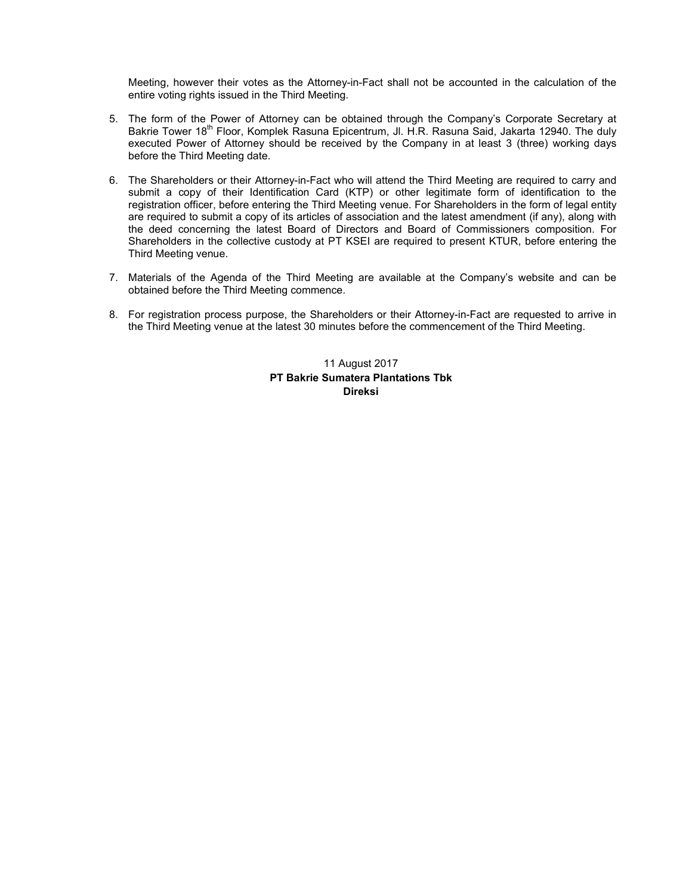Meeting, however their votes as the Attorney-in-Fact shall not be accounted in the calculation of the entire voting rights issued in the Third Meeting.

5. The form of the Power of Attorney can be obtained through the Company's Corporate Secretary at Bakrie Tower 18th Floor, Komplek Rasuna Epicentrum, Jl. H.R. Rasuna Said, Jakarta 12940. The duly executed Power of Attorney should be received by the Company in at least 3 (three) working days before the Third Meeting date.

6. The Shareholders or their Attorney-in-Fact who will attend the Third Meeting are required to carry and submit a copy of their Identification Card (KTP) or other legitimate form of identification to the registration officer, before entering the Third Meeting venue. For Shareholders in the form of legal entity are required to submit a copy of its articles of association and the latest amendment (if any), along with the deed concerning the latest Board of Directors and Board of Commissioners composition. For Shareholders in the collective custody at PT KSEI are required to present KTUR, before entering the Third Meeting venue.

7. Materials of the Agenda of the Third Meeting are available at the Company's website and can be obtained before the Third Meeting commence.

8. For registration process purpose, the Shareholders or their Attorney-in-Fact are requested to arrive in the Third Meeting venue at the latest 30 minutes before the commencement of the Third Meeting.

11 August 2017

**PT Bakrie Sumatera Plantations Tbk**

**Direksi**